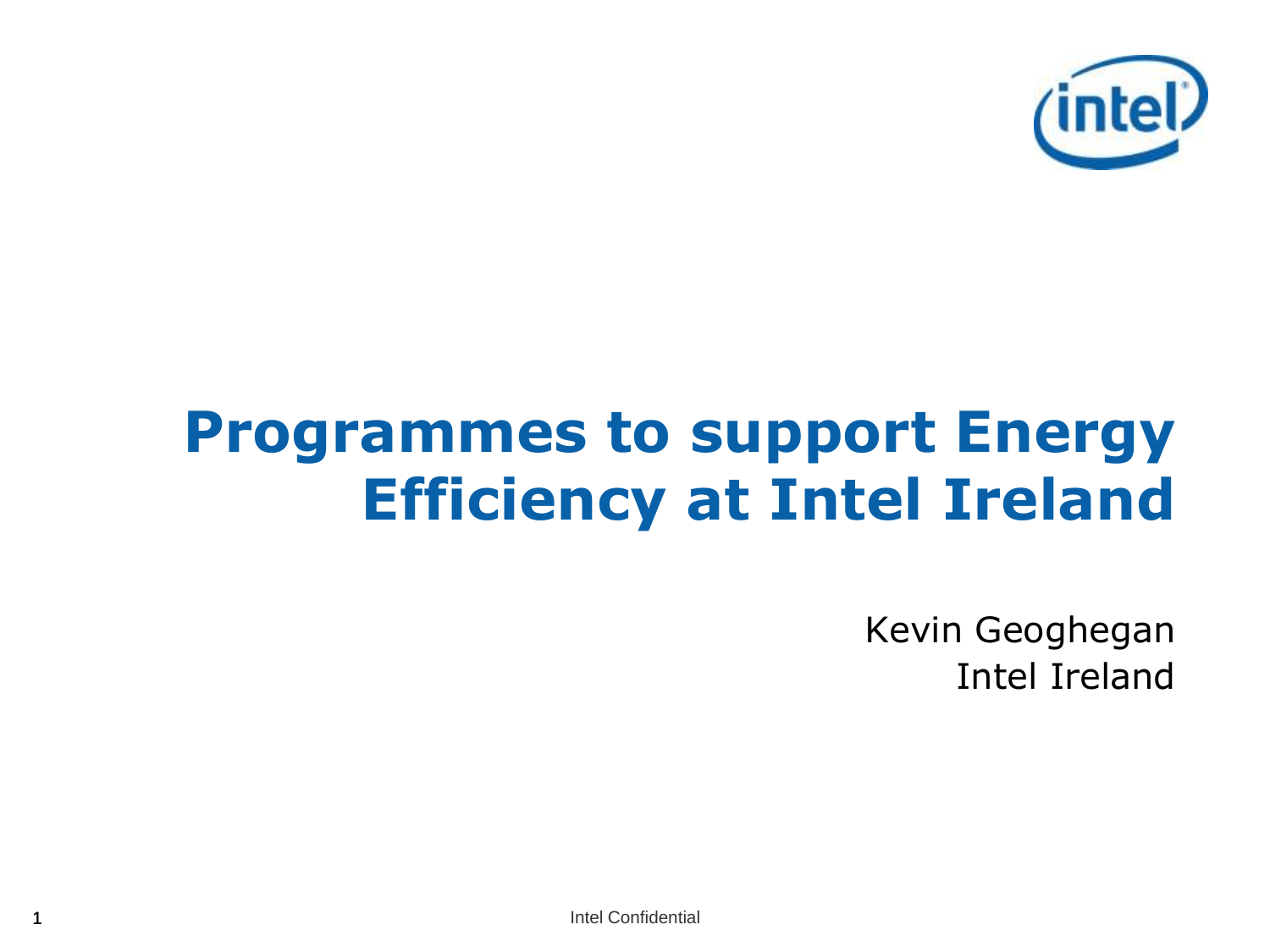# Programmes to support Energy Efficiency at Intel Ireland

Kevin Geoghegan
Intel Ireland

Intel Confidential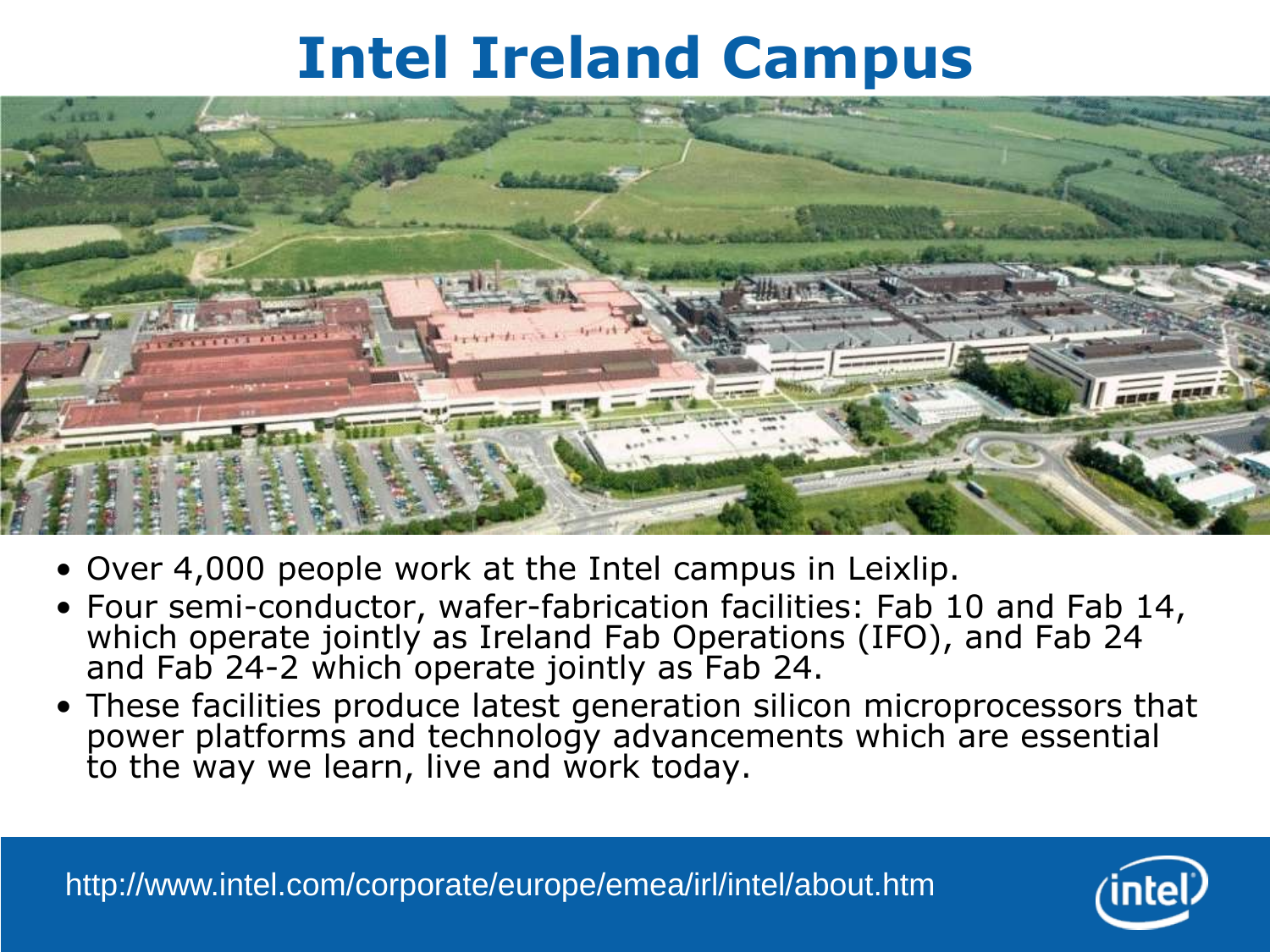# Intel Ireland Campus

- Over 4,000 people work at the Intel campus in Leixlip.
- Four semi-conductor, wafer-fabrication facilities: Fab 10 and Fab 14, which operate jointly as Ireland Fab Operations (IFO), and Fab 24 and Fab 24-2 which operate jointly as Fab 24.
- These facilities produce latest generation silicon microprocessors that power platforms and technology advancements which are essential to the way we learn, live and work today.

http://www.intel.com/corporate/europe/emea/irl/intel/about.htm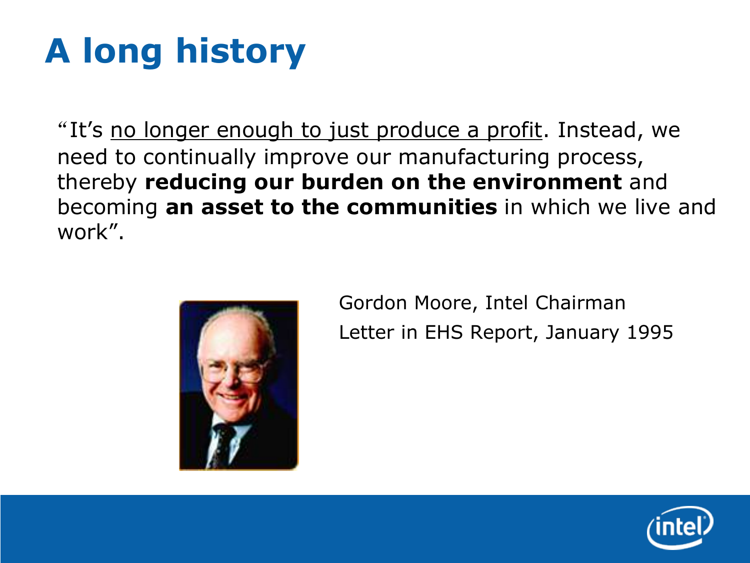# A long history

"It's <u>no longer enough to just produce a profit</u>. Instead, we need to continually improve our manufacturing process, thereby **reducing our burden on the environment** and becoming **an asset to the communities** in which we live and work".

Gordon Moore, Intel Chairman

Letter in EHS Report, January 1995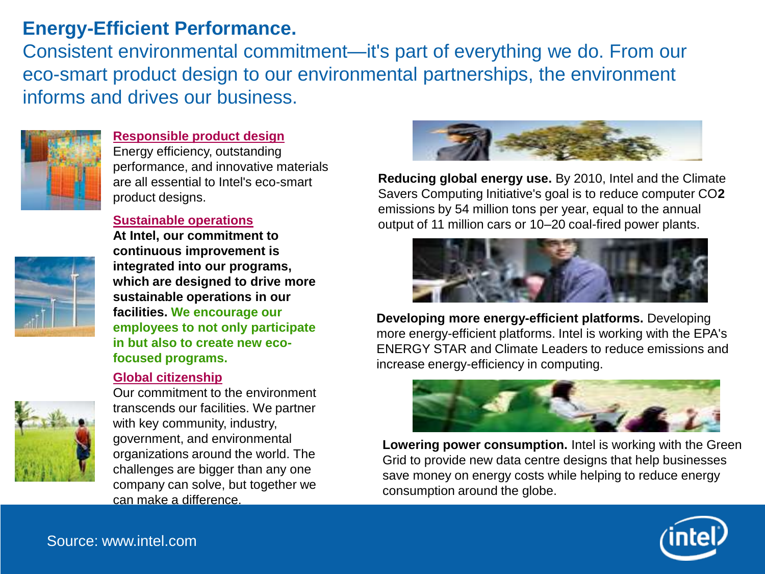# Energy-Efficient Performance.

Consistent environmental commitment—it's part of everything we do. From our eco-smart product design to our environmental partnerships, the environment informs and drives our business.

**Responsible product design**

Energy efficiency, outstanding performance, and innovative materials are all essential to Intel's eco-smart product designs.

**Sustainable operations**

**At Intel, our commitment to continuous improvement is integrated into our programs, which are designed to drive more sustainable operations in our facilities. We encourage our employees to not only participate in but also to create new eco-focused programs.**

**Global citizenship**

Our commitment to the environment transcends our facilities. We partner with key community, industry, government, and environmental organizations around the world. The challenges are bigger than any one company can solve, but together we can make a difference.

**Reducing global energy use.** By 2010, Intel and the Climate Savers Computing Initiative's goal is to reduce computer $CO_2$ emissions by 54 million tons per year, equal to the annual output of 11 million cars or 10–20 coal-fired power plants.

**Developing more energy-efficient platforms.** Developing more energy-efficient platforms. Intel is working with the EPA's ENERGY STAR and Climate Leaders to reduce emissions and increase energy-efficiency in computing.

**Lowering power consumption.** Intel is working with the Green Grid to provide new data centre designs that help businesses save money on energy costs while helping to reduce energy consumption around the globe.

Source: www.intel.com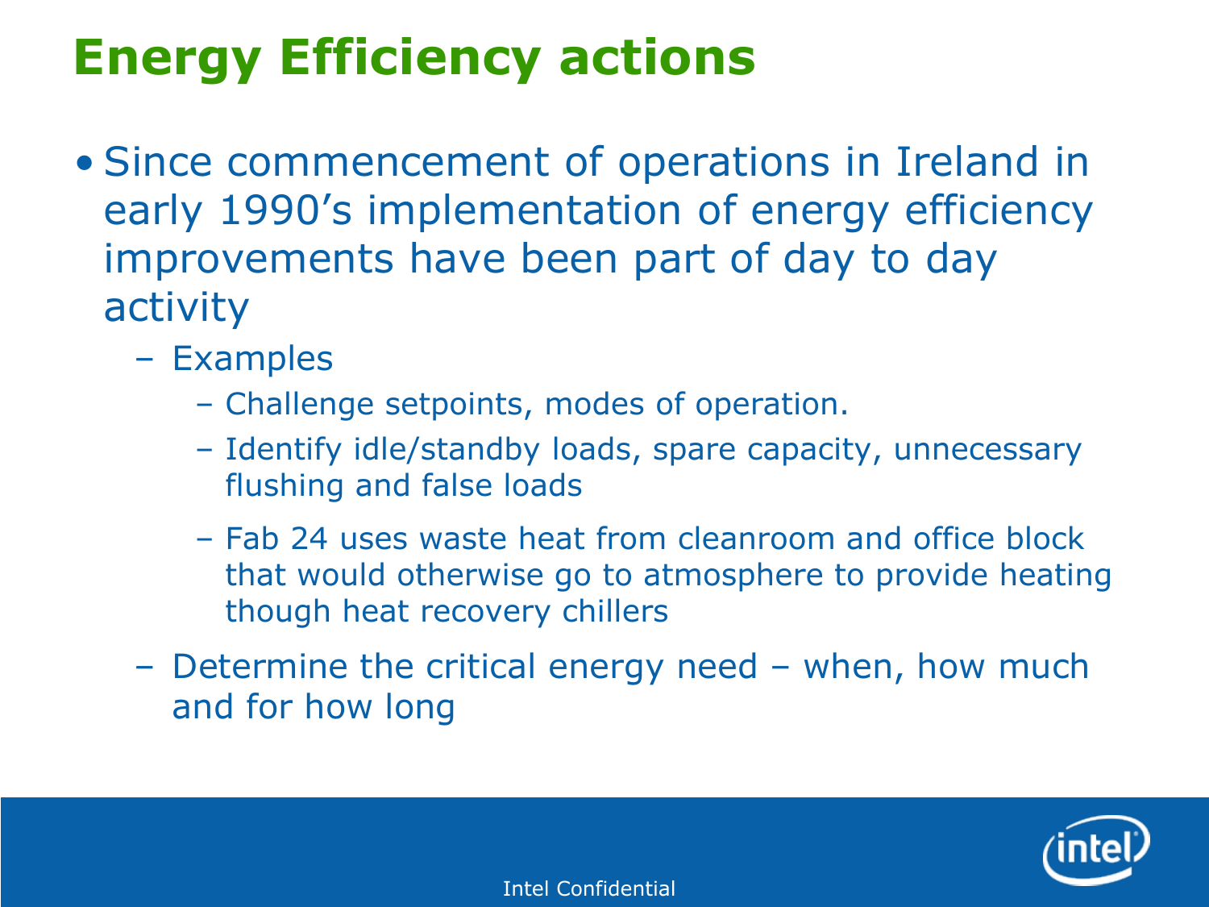# Energy Efficiency actions

- Since commencement of operations in Ireland in early 1990's implementation of energy efficiency improvements have been part of day to day activity
  - Examples
    - Challenge setpoints, modes of operation.
    - Identify idle/standby loads, spare capacity, unnecessary flushing and false loads
    - Fab 24 uses waste heat from cleanroom and office block that would otherwise go to atmosphere to provide heating though heat recovery chillers
  - Determine the critical energy need – when, how much and for how long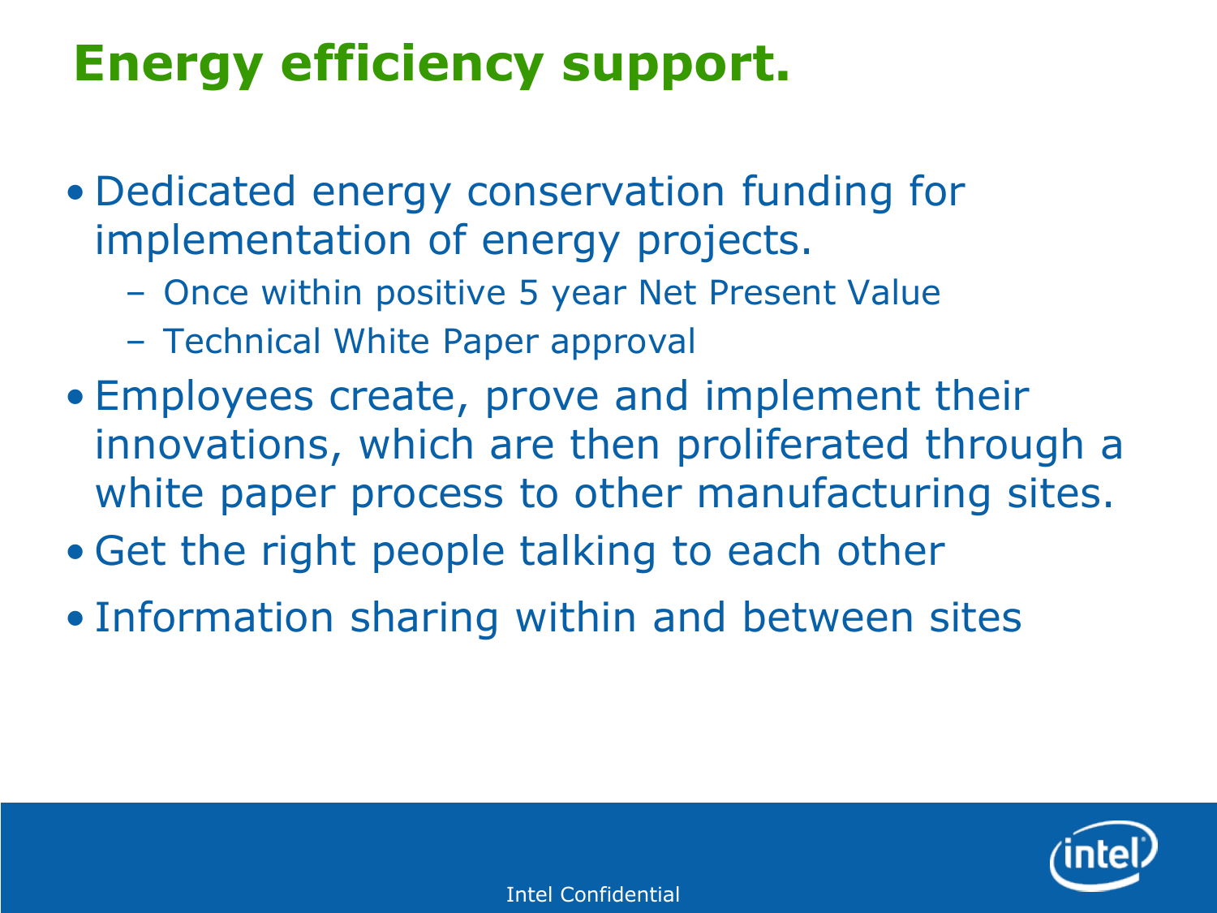# Energy efficiency support.

- Dedicated energy conservation funding for implementation of energy projects.
  - Once within positive 5 year Net Present Value
  - Technical White Paper approval
- Employees create, prove and implement their innovations, which are then proliferated through a white paper process to other manufacturing sites.
- Get the right people talking to each other
- Information sharing within and between sites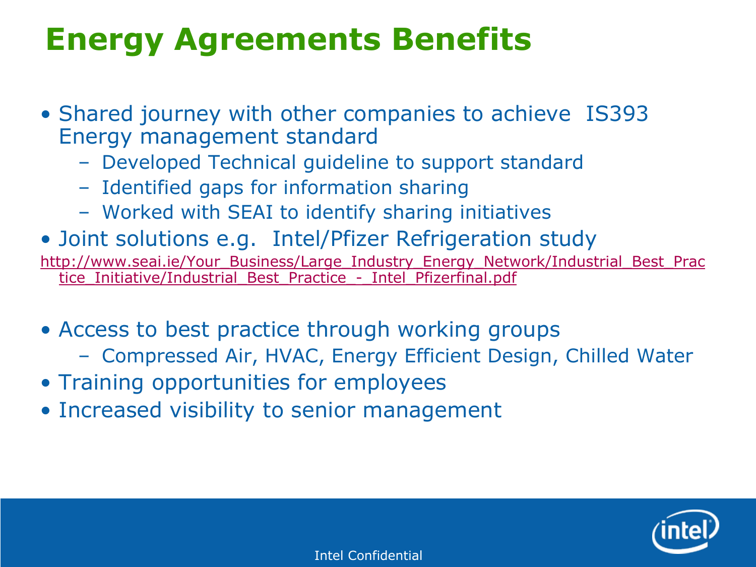# Energy Agreements Benefits

- Shared journey with other companies to achieve IS393 Energy management standard
  - Developed Technical guideline to support standard
  - Identified gaps for information sharing
  - Worked with SEAI to identify sharing initiatives
- Joint solutions e.g. Intel/Pfizer Refrigeration study

http://www.seai.ie/Your_Business/Large_Industry_Energy_Network/Industrial_Best_Practice_Initiative/Industrial_Best_Practice_-_Intel_Pfizerfinal.pdf

- Access to best practice through working groups
  - Compressed Air, HVAC, Energy Efficient Design, Chilled Water
- Training opportunities for employees
- Increased visibility to senior management

Intel Confidential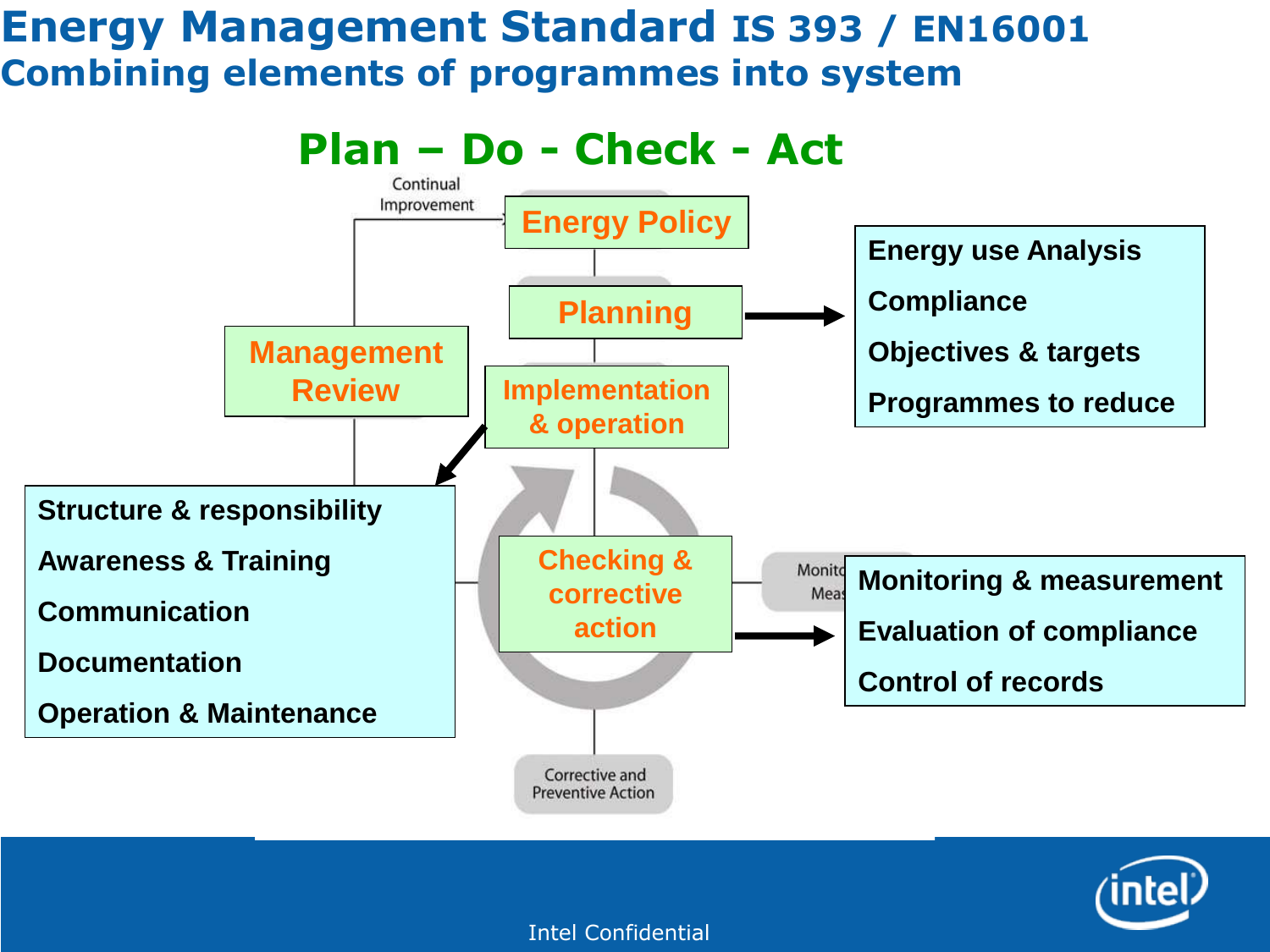# Energy Management Standard IS 393 / EN16001

## Combining elements of programmes into system

### Plan – Do - Check - Act

Continual Improvement

Energy Policy

Planning

- Energy use Analysis
- Compliance
- Objectives & targets
- Programmes to reduce

Management Review

Implementation & operation

- Structure & responsibility
- Awareness & Training
- Communication
- Documentation
- Operation & Maintenance

Checking & corrective action

- Monitoring & measurement
- Evaluation of compliance
- Control of records

Corrective and Preventive Action

Intel Confidential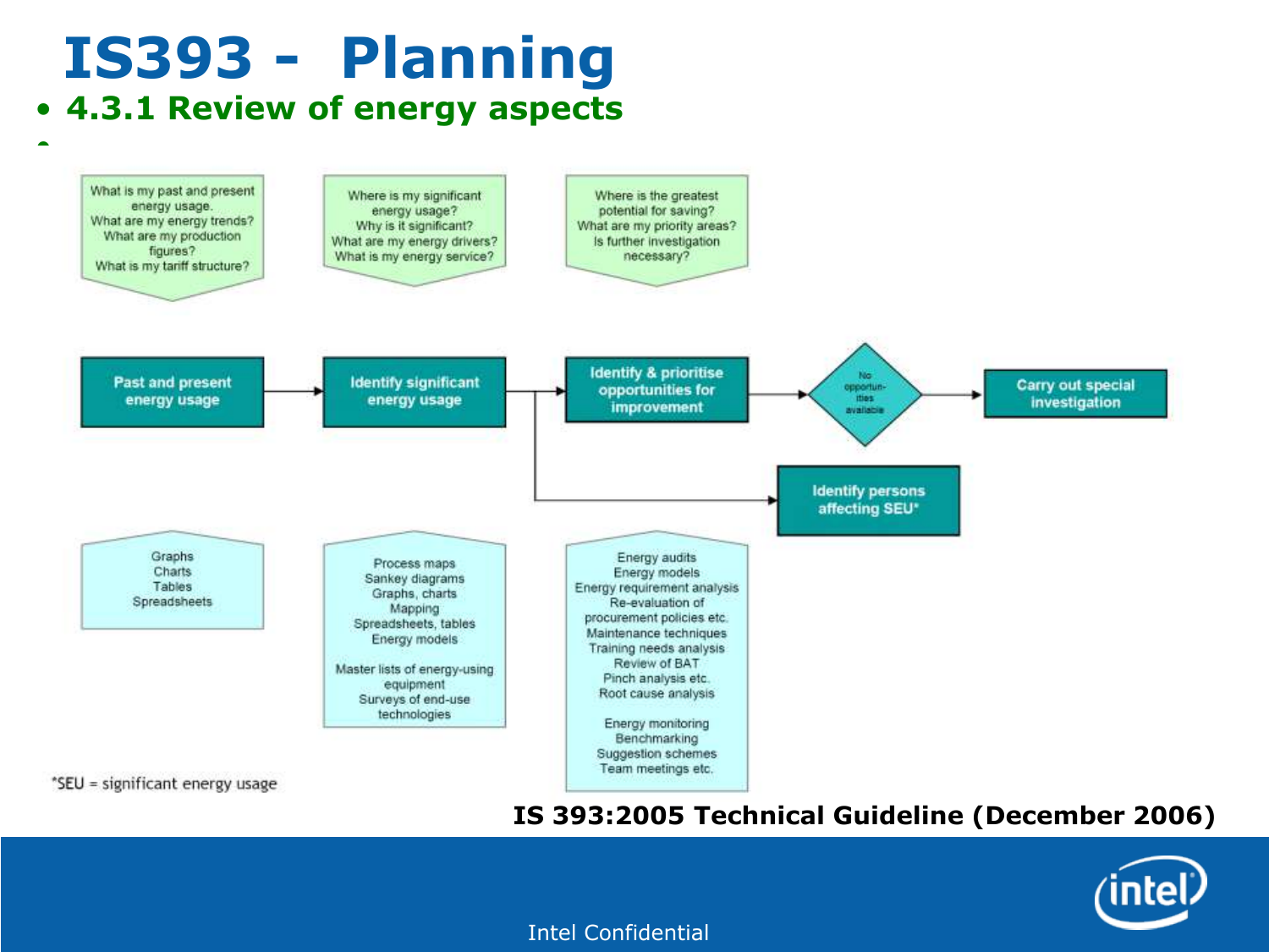# IS393 - Planning

- **4.3.1 Review of energy aspects**
-

What is my past and present energy usage.
What are my energy trends?
What are my production figures?
What is my tariff structure?

Where is my significant energy usage?
Why is it significant?
What are my energy drivers?
What is my energy service?

Where is the greatest potential for saving?
What are my priority areas?
Is further investigation necessary?

Past and present energy usage

Identify significant energy usage

Identify & prioritise opportunities for improvement

No opportun-ities available

Carry out special investigation

Identify persons affecting SEU*

Graphs
Charts
Tables
Spreadsheets

Process maps
Sankey diagrams
Graphs, charts
Mapping
Spreadsheets, tables
Energy models

Master lists of energy-using equipment
Surveys of end-use technologies

Energy audits
Energy models
Energy requirement analysis
Re-evaluation of procurement policies etc.
Maintenance techniques
Training needs analysis
Review of BAT
Pinch analysis etc.
Root cause analysis

Energy monitoring
Benchmarking
Suggestion schemes
Team meetings etc.

*SEU = significant energy usage

**IS 393:2005 Technical Guideline (December 2006)**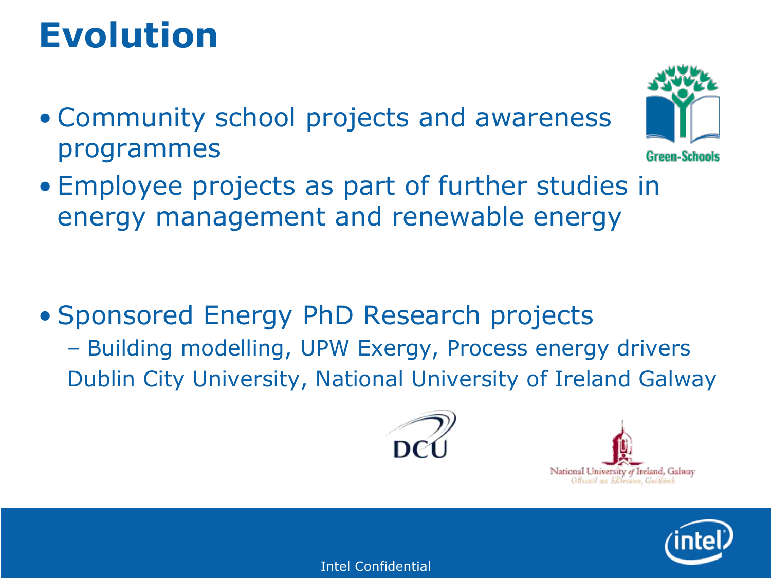# Evolution

- Community school projects and awareness programmes
- Employee projects as part of further studies in energy management and renewable energy
- Sponsored Energy PhD Research projects
  - Building modelling, UPW Exergy, Process energy drivers

  Dublin City University, National University of Ireland Galway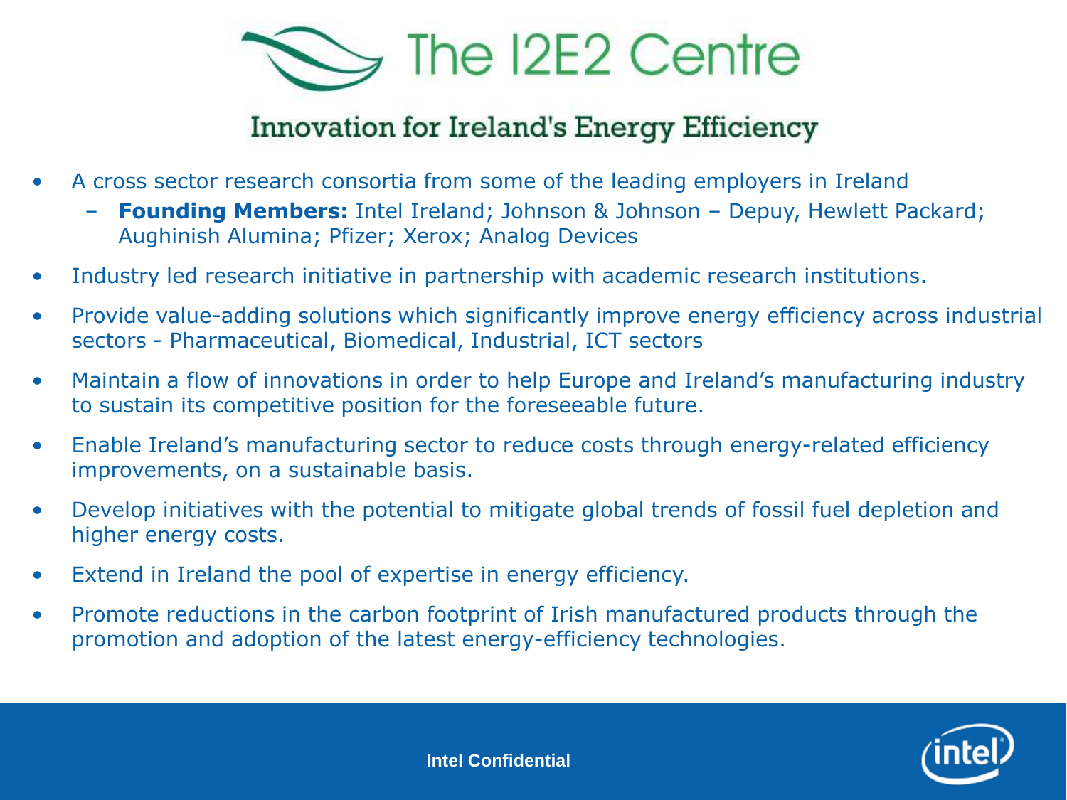# The I2E2 Centre

## Innovation for Ireland's Energy Efficiency

- A cross sector research consortia from some of the leading employers in Ireland
  - **Founding Members:** Intel Ireland; Johnson & Johnson – Depuy, Hewlett Packard; Aughinish Alumina; Pfizer; Xerox; Analog Devices
- Industry led research initiative in partnership with academic research institutions.
- Provide value-adding solutions which significantly improve energy efficiency across industrial sectors - Pharmaceutical, Biomedical, Industrial, ICT sectors
- Maintain a flow of innovations in order to help Europe and Ireland's manufacturing industry to sustain its competitive position for the foreseeable future.
- Enable Ireland's manufacturing sector to reduce costs through energy-related efficiency improvements, on a sustainable basis.
- Develop initiatives with the potential to mitigate global trends of fossil fuel depletion and higher energy costs.
- Extend in Ireland the pool of expertise in energy efficiency.
- Promote reductions in the carbon footprint of Irish manufactured products through the promotion and adoption of the latest energy-efficiency technologies.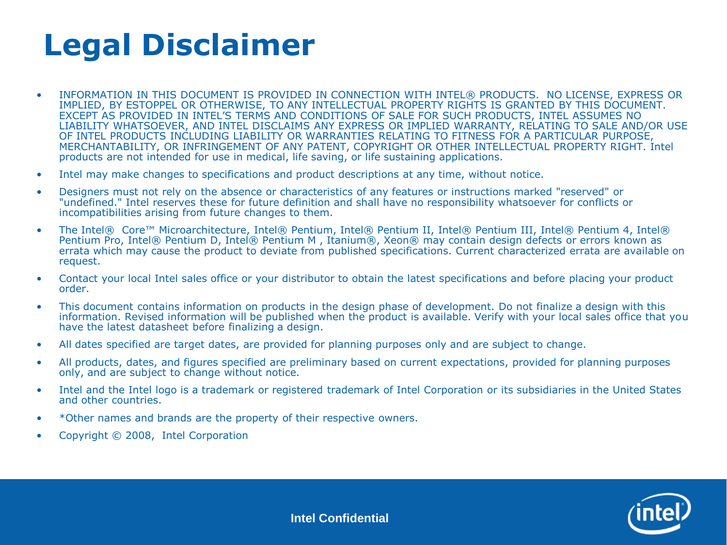# Legal Disclaimer

- INFORMATION IN THIS DOCUMENT IS PROVIDED IN CONNECTION WITH INTEL® PRODUCTS. NO LICENSE, EXPRESS OR IMPLIED, BY ESTOPPEL OR OTHERWISE, TO ANY INTELLECTUAL PROPERTY RIGHTS IS GRANTED BY THIS DOCUMENT. EXCEPT AS PROVIDED IN INTEL'S TERMS AND CONDITIONS OF SALE FOR SUCH PRODUCTS, INTEL ASSUMES NO LIABILITY WHATSOEVER, AND INTEL DISCLAIMS ANY EXPRESS OR IMPLIED WARRANTY, RELATING TO SALE AND/OR USE OF INTEL PRODUCTS INCLUDING LIABILITY OR WARRANTIES RELATING TO FITNESS FOR A PARTICULAR PURPOSE, MERCHANTABILITY, OR INFRINGEMENT OF ANY PATENT, COPYRIGHT OR OTHER INTELLECTUAL PROPERTY RIGHT. Intel products are not intended for use in medical, life saving, or life sustaining applications.
- Intel may make changes to specifications and product descriptions at any time, without notice.
- Designers must not rely on the absence or characteristics of any features or instructions marked "reserved" or "undefined." Intel reserves these for future definition and shall have no responsibility whatsoever for conflicts or incompatibilities arising from future changes to them.
- The Intel® Core™ Microarchitecture, Intel® Pentium, Intel® Pentium II, Intel® Pentium III, Intel® Pentium 4, Intel® Pentium Pro, Intel® Pentium D, Intel® Pentium M , Itanium®, Xeon® may contain design defects or errors known as errata which may cause the product to deviate from published specifications. Current characterized errata are available on request.
- Contact your local Intel sales office or your distributor to obtain the latest specifications and before placing your product order.
- This document contains information on products in the design phase of development. Do not finalize a design with this information. Revised information will be published when the product is available. Verify with your local sales office that you have the latest datasheet before finalizing a design.
- All dates specified are target dates, are provided for planning purposes only and are subject to change.
- All products, dates, and figures specified are preliminary based on current expectations, provided for planning purposes only, and are subject to change without notice.
- Intel and the Intel logo is a trademark or registered trademark of Intel Corporation or its subsidiaries in the United States and other countries.
- *Other names and brands are the property of their respective owners.
- Copyright © 2008, Intel Corporation

Intel Confidential